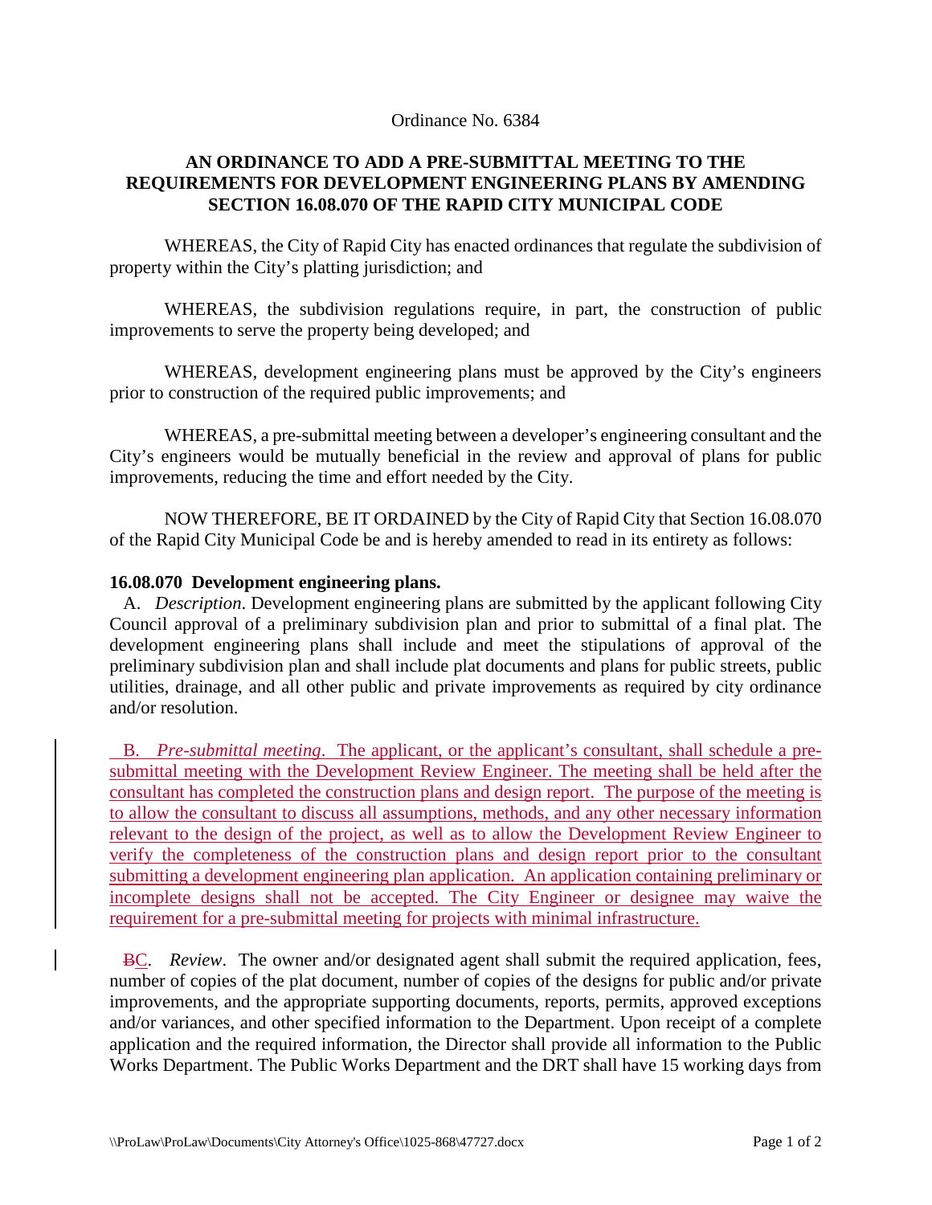Ordinance No. 6384

# AN ORDINANCE TO ADD A PRE-SUBMITTAL MEETING TO THE REQUIREMENTS FOR DEVELOPMENT ENGINEERING PLANS BY AMENDING SECTION 16.08.070 OF THE RAPID CITY MUNICIPAL CODE

WHEREAS, the City of Rapid City has enacted ordinances that regulate the subdivision of property within the City's platting jurisdiction; and

WHEREAS, the subdivision regulations require, in part, the construction of public improvements to serve the property being developed; and

WHEREAS, development engineering plans must be approved by the City's engineers prior to construction of the required public improvements; and

WHEREAS, a pre-submittal meeting between a developer's engineering consultant and the City's engineers would be mutually beneficial in the review and approval of plans for public improvements, reducing the time and effort needed by the City.

NOW THEREFORE, BE IT ORDAINED by the City of Rapid City that Section 16.08.070 of the Rapid City Municipal Code be and is hereby amended to read in its entirety as follows:

**16.08.070 Development engineering plans.**

A. *Description*. Development engineering plans are submitted by the applicant following City Council approval of a preliminary subdivision plan and prior to submittal of a final plat. The development engineering plans shall include and meet the stipulations of approval of the preliminary subdivision plan and shall include plat documents and plans for public streets, public utilities, drainage, and all other public and private improvements as required by city ordinance and/or resolution.

<u>B. *Pre-submittal meeting*. The applicant, or the applicant's consultant, shall schedule a pre-submittal meeting with the Development Review Engineer. The meeting shall be held after the consultant has completed the construction plans and design report. The purpose of the meeting is to allow the consultant to discuss all assumptions, methods, and any other necessary information relevant to the design of the project, as well as to allow the Development Review Engineer to verify the completeness of the construction plans and design report prior to the consultant submitting a development engineering plan application. An application containing preliminary or incomplete designs shall not be accepted. The City Engineer or designee may waive the requirement for a pre-submittal meeting for projects with minimal infrastructure.</u>

~~B~~<u>C</u>. *Review*. The owner and/or designated agent shall submit the required application, fees, number of copies of the plat document, number of copies of the designs for public and/or private improvements, and the appropriate supporting documents, reports, permits, approved exceptions and/or variances, and other specified information to the Department. Upon receipt of a complete application and the required information, the Director shall provide all information to the Public Works Department. The Public Works Department and the DRT shall have 15 working days from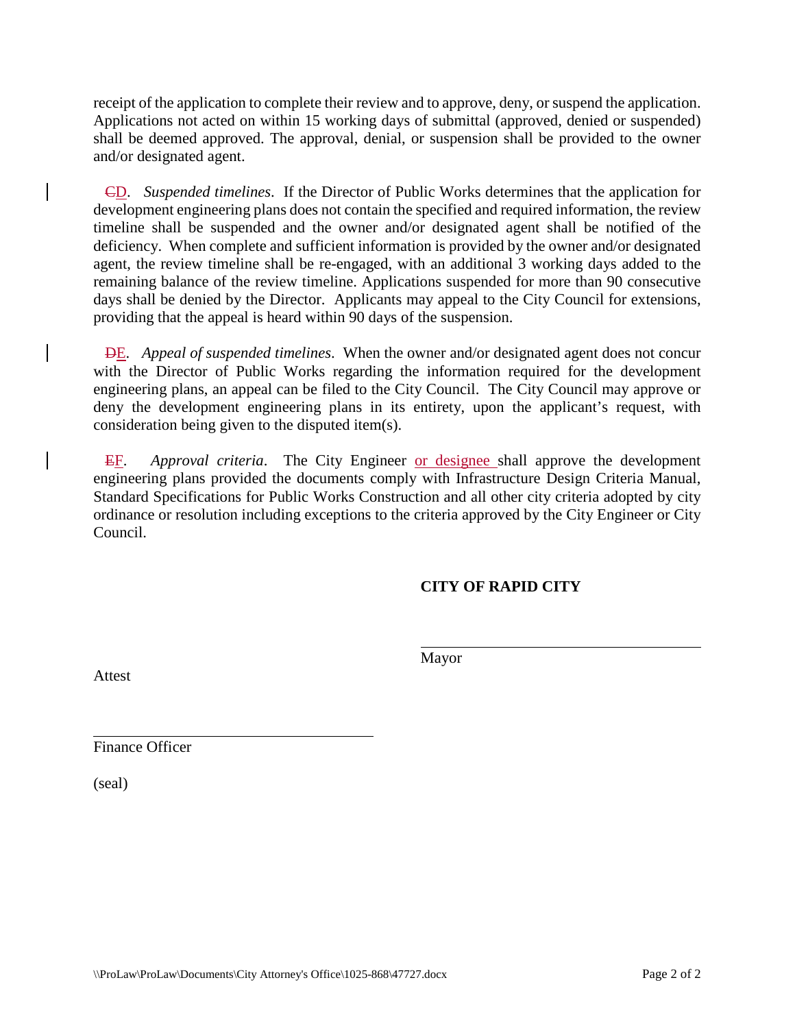receipt of the application to complete their review and to approve, deny, or suspend the application. Applications not acted on within 15 working days of submittal (approved, denied or suspended) shall be deemed approved. The approval, denial, or suspension shall be provided to the owner and/or designated agent.

~~C~~D. *Suspended timelines*. If the Director of Public Works determines that the application for development engineering plans does not contain the specified and required information, the review timeline shall be suspended and the owner and/or designated agent shall be notified of the deficiency. When complete and sufficient information is provided by the owner and/or designated agent, the review timeline shall be re-engaged, with an additional 3 working days added to the remaining balance of the review timeline. Applications suspended for more than 90 consecutive days shall be denied by the Director. Applicants may appeal to the City Council for extensions, providing that the appeal is heard within 90 days of the suspension.

~~D~~E. *Appeal of suspended timelines*. When the owner and/or designated agent does not concur with the Director of Public Works regarding the information required for the development engineering plans, an appeal can be filed to the City Council. The City Council may approve or deny the development engineering plans in its entirety, upon the applicant's request, with consideration being given to the disputed item(s).

~~E~~F. *Approval criteria*. The City Engineer or designee shall approve the development engineering plans provided the documents comply with Infrastructure Design Criteria Manual, Standard Specifications for Public Works Construction and all other city criteria adopted by city ordinance or resolution including exceptions to the criteria approved by the City Engineer or City Council.

**CITY OF RAPID CITY**

\_\_\_\_\_\_\_\_\_\_\_\_\_\_\_\_\_\_\_\_\_\_\_\_\_\_\_\_\_\_\_\_\_\_\_\_

Mayor

Attest

\_\_\_\_\_\_\_\_\_\_\_\_\_\_\_\_\_\_\_\_\_\_\_\_\_\_\_\_\_\_\_\_\_\_\_\_

Finance Officer

(seal)

\\ProLaw\ProLaw\Documents\City Attorney's Office\1025-868\47727.docx